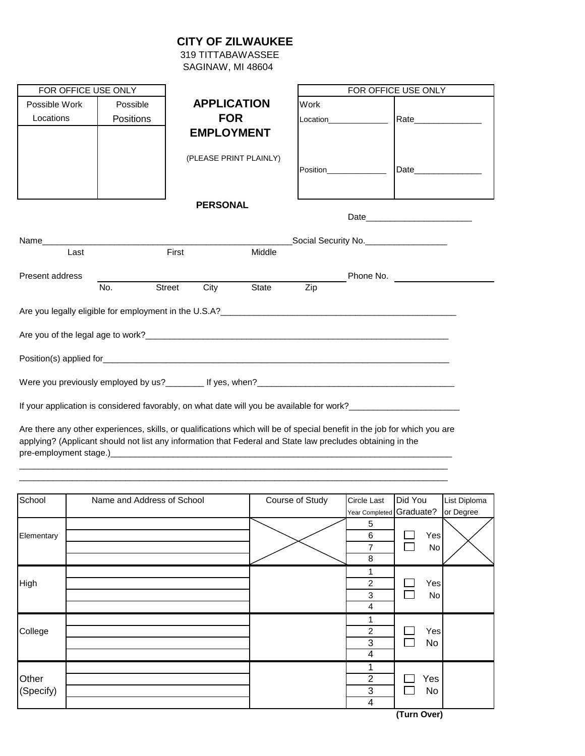# CITY OF ZILWAUKEE

319 TITTABAWASSEE
SAGINAW, MI 48604

| FOR OFFICE USE ONLY | |
|---|---|
| Possible Work Locations | Possible Positions |
| | |

## APPLICATION FOR EMPLOYMENT

(PLEASE PRINT PLAINLY)

| FOR OFFICE USE ONLY | |
|---|---|
| Work Location______________ | Rate______________ |
| Position______________ | Date______________ |

### PERSONAL

Date______________________

Name_____________________________________________________Social Security No._________________
Last First Middle

Present address ______________________________________________ Phone No. ____________________
No. Street City State Zip

Are you legally eligible for employment in the U.S.A?__________________________________________________

Are you of the legal age to work?________________________________________________________________

Position(s) applied for_____________________________________________________________________________

Were you previously employed by us?________ If yes, when?_________________________________________

If your application is considered favorably, on what date will you be available for work?_______________________

Are there any other experiences, skills, or qualifications which will be of special benefit in the job for which you are applying? (Applicant should not list any information that Federal and State law precludes obtaining in the pre-employment stage.)____________________________________________________________________________
_______________________________________________________________________________________________
_______________________________________________________________________________________________

| School | Name and Address of School | Course of Study | Circle Last Year Completed | Did You Graduate? | List Diploma or Degree |
|---|---|---|---|---|---|
| Elementary | | | 5 6 7 8 | ☐ Yes ☐ No | |
| High | | | 1 2 3 4 | ☐ Yes ☐ No | |
| College | | | 1 2 3 4 | ☐ Yes ☐ No | |
| Other (Specify) | | | 1 2 3 4 | ☐ Yes ☐ No | |

**(Turn Over)**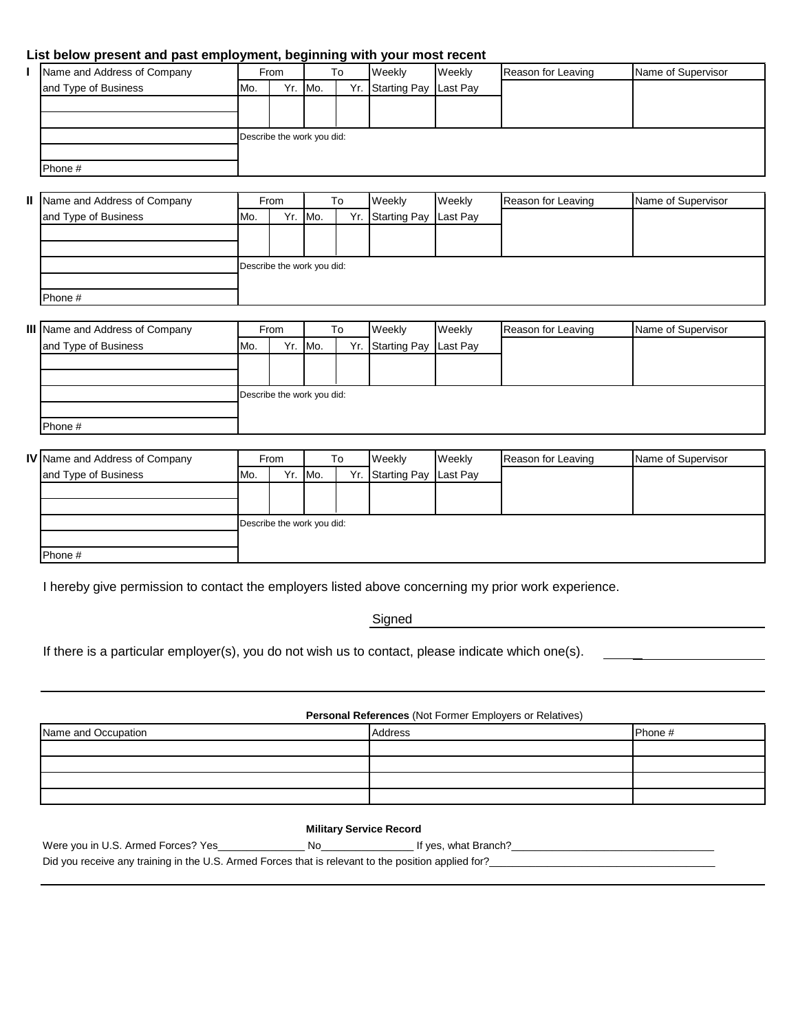**List below present and past employment, beginning with your most recent**

| I | Name and Address of Company and Type of Business | From | | To | | Weekly Starting Pay | Weekly Last Pay | Reason for Leaving | Name of Supervisor |
|---|---|---|---|---|---|---|---|---|---|
| | | Mo. | Yr. | Mo. | Yr. | | | | |
| | | | | | | | | | |
| | | Describe the work you did: | | | | | | | |
| | Phone # | | | | | | | | |

| II | Name and Address of Company and Type of Business | From | | To | | Weekly Starting Pay | Weekly Last Pay | Reason for Leaving | Name of Supervisor |
|---|---|---|---|---|---|---|---|---|---|
| | | Mo. | Yr. | Mo. | Yr. | | | | |
| | | | | | | | | | |
| | | Describe the work you did: | | | | | | | |
| | Phone # | | | | | | | | |

| III | Name and Address of Company and Type of Business | From | | To | | Weekly Starting Pay | Weekly Last Pay | Reason for Leaving | Name of Supervisor |
|---|---|---|---|---|---|---|---|---|---|
| | | Mo. | Yr. | Mo. | Yr. | | | | |
| | | | | | | | | | |
| | | Describe the work you did: | | | | | | | |
| | Phone # | | | | | | | | |

| IV | Name and Address of Company and Type of Business | From | | To | | Weekly Starting Pay | Weekly Last Pay | Reason for Leaving | Name of Supervisor |
|---|---|---|---|---|---|---|---|---|---|
| | | Mo. | Yr. | Mo. | Yr. | | | | |
| | | | | | | | | | |
| | | Describe the work you did: | | | | | | | |
| | Phone # | | | | | | | | |

I hereby give permission to contact the employers listed above concerning my prior work experience.

Signed ______________________________

If there is a particular employer(s), you do not wish us to contact, please indicate which one(s). ______________

**Personal References** (Not Former Employers or Relatives)

| Name and Occupation | Address | Phone # |
|---|---|---|
| | | |
| | | |
| | | |
| | | |

**Military Service Record**

Were you in U.S. Armed Forces? Yes_______________ No_______________ If yes, what Branch?______________________________

Did you receive any training in the U.S. Armed Forces that is relevant to the position applied for?______________________________